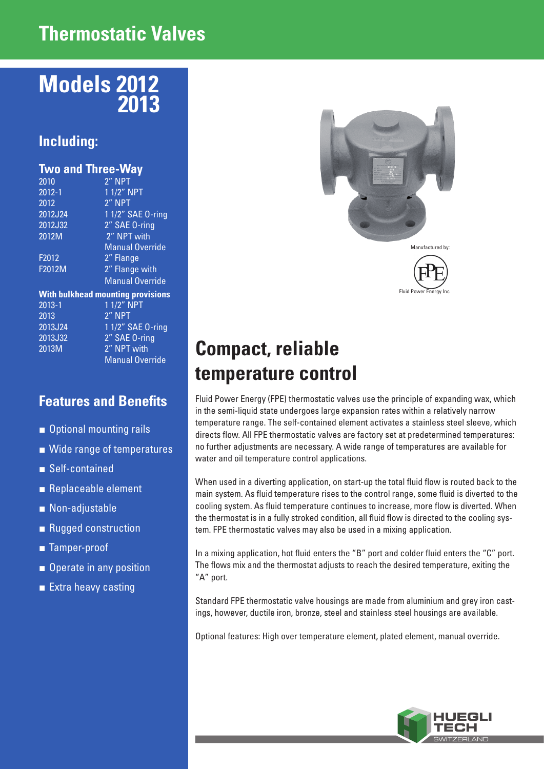# Thermostatic Valves

## Models 2012 2013

### Including:

### Two and Three-Way

| Model | Connection |
|---|---|
| 2010 | 2" NPT |
| 2012-1 | 1 1/2" NPT |
| 2012 | 2" NPT |
| 2012J24 | 1 1/2" SAE O-ring |
| 2012J32 | 2" SAE O-ring |
| 2012M | 2" NPT with Manual Override |
| F2012 | 2" Flange |
| F2012M | 2" Flange with Manual Override |

**With bulkhead mounting provisions**

| Model | Connection |
|---|---|
| 2013-1 | 1 1/2" NPT |
| 2013 | 2" NPT |
| 2013J24 | 1 1/2" SAE O-ring |
| 2013J32 | 2" SAE O-ring |
| 2013M | 2" NPT with Manual Override |

### Features and Benefits

- Optional mounting rails
- Wide range of temperatures
- Self-contained
- Replaceable element
- Non-adjustable
- Rugged construction
- Tamper-proof
- Operate in any position
- Extra heavy casting

Manufactured by:

Fluid Power Energy Inc

## Compact, reliable temperature control

Fluid Power Energy (FPE) thermostatic valves use the principle of expanding wax, which in the semi-liquid state undergoes large expansion rates within a relatively narrow temperature range. The self-contained element activates a stainless steel sleeve, which directs flow. All FPE thermostatic valves are factory set at predetermined temperatures: no further adjustments are necessary. A wide range of temperatures are available for water and oil temperature control applications.

When used in a diverting application, on start-up the total fluid flow is routed back to the main system. As fluid temperature rises to the control range, some fluid is diverted to the cooling system. As fluid temperature continues to increase, more flow is diverted. When the thermostat is in a fully stroked condition, all fluid flow is directed to the cooling system. FPE thermostatic valves may also be used in a mixing application.

In a mixing application, hot fluid enters the "B" port and colder fluid enters the "C" port. The flows mix and the thermostat adjusts to reach the desired temperature, exiting the "A" port.

Standard FPE thermostatic valve housings are made from aluminium and grey iron castings, however, ductile iron, bronze, steel and stainless steel housings are available.

Optional features: High over temperature element, plated element, manual override.

HUEGLI TECH SWITZERLAND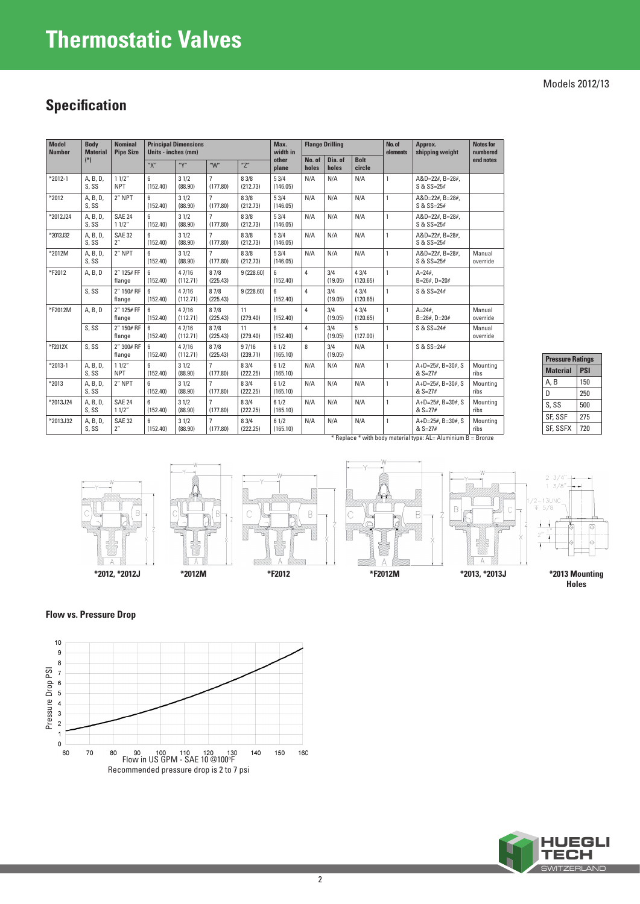# Thermostatic Valves

Models 2012/13

## Specification

| Model Number | Body Material (*) | Nominal Pipe Size | Principal Dimensions Units - inches (mm) | | | | Max. width in other plane | Flange Drilling | | | No. of elements | Approx. shipping weight | Notes for numbered end notes |
|---|---|---|---|---|---|---|---|---|---|---|---|---|---|
| | | | "X" | "Y" | "W" | "Z" | | No. of holes | Dia. of holes | Bolt circle | | | |
| *2012-1 | A, B, D, S, SS | 1 1/2" NPT | 6 (152.40) | 3 1/2 (88.90) | 7 (177.80) | 8 3/8 (212.73) | 5 3/4 (146.05) | N/A | N/A | N/A | 1 | A&D=22#, B=28#, S & SS=25# | |
| *2012 | A, B, D, S, SS | 2" NPT | 6 (152.40) | 3 1/2 (88.90) | 7 (177.80) | 8 3/8 (212.73) | 5 3/4 (146.05) | N/A | N/A | N/A | 1 | A&D=22#, B=28#, S & SS=25# | |
| *2012J24 | A, B, D, S, SS | SAE 24 1 1/2" | 6 (152.40) | 3 1/2 (88.90) | 7 (177.80) | 8 3/8 (212.73) | 5 3/4 (146.05) | N/A | N/A | N/A | 1 | A&D=22#, B=28#, S & SS=25# | |
| *2012J32 | A, B, D, S, SS | SAE 32 2" | 6 (152.40) | 3 1/2 (88.90) | 7 (177.80) | 8 3/8 (212.73) | 5 3/4 (146.05) | N/A | N/A | N/A | 1 | A&D=22#, B=28#, S & SS=25# | |
| *2012M | A, B, D, S, SS | 2" NPT | 6 (152.40) | 3 1/2 (88.90) | 7 (177.80) | 8 3/8 (212.73) | 5 3/4 (146.05) | N/A | N/A | N/A | 1 | A&D=22#, B=28#, S & SS=25# | Manual override |
| *F2012 | A, B, D | 2" 125# FF flange | 6 (152.40) | 4 7/16 (112.71) | 8 7/8 (225.43) | 9 (228.60) | 6 (152.40) | 4 | 3/4 (19.05) | 4 3/4 (120.65) | 1 | A=24#, B=26#, D=20# | |
| | S, SS | 2" 150# RF flange | 6 (152.40) | 4 7/16 (112.71) | 8 7/8 (225.43) | 9 (228.60) | 6 (152.40) | 4 | 3/4 (19.05) | 4 3/4 (120.65) | 1 | S & SS=24# | |
| *F2012M | A, B, D | 2" 125# FF flange | 6 (152.40) | 4 7/16 (112.71) | 8 7/8 (225.43) | 11 (279.40) | 6 (152.40) | 4 | 3/4 (19.05) | 4 3/4 (120.65) | 1 | A=24#, B=26#, D=20# | Manual override |
| | S, SS | 2" 150# RF flange | 6 (152.40) | 4 7/16 (112.71) | 8 7/8 (225.43) | 11 (279.40) | 6 (152.40) | 4 | 3/4 (19.05) | 5 (127.00) | 1 | S & SS=24# | Manual override |
| *F2012X | S, SS | 2" 300# RF flange | 6 (152.40) | 4 7/16 (112.71) | 8 7/8 (225.43) | 9 7/16 (239.71) | 6 1/2 (165.10) | 8 | 3/4 (19.05) | N/A | 1 | S & SS=24# | |
| *2013-1 | A, B, D, S, SS | 1 1/2" NPT | 6 (152.40) | 3 1/2 (88.90) | 7 (177.80) | 8 3/4 (222.25) | 6 1/2 (165.10) | N/A | N/A | N/A | 1 | A+D=25#, B=30#, S & S=27# | Mounting ribs |
| *2013 | A, B, D, S, SS | 2" NPT | 6 (152.40) | 3 1/2 (88.90) | 7 (177.80) | 8 3/4 (222.25) | 6 1/2 (165.10) | N/A | N/A | N/A | 1 | A+D=25#, B=30#, S & S=27# | Mounting ribs |
| *2013J24 | A, B, D, S, SS | SAE 24 1 1/2" | 6 (152.40) | 3 1/2 (88.90) | 7 (177.80) | 8 3/4 (222.25) | 6 1/2 (165.10) | N/A | N/A | N/A | 1 | A+D=25#, B=30#, S & S=27# | Mounting ribs |
| *2013J32 | A, B, D, S, SS | SAE 32 2" | 6 (152.40) | 3 1/2 (88.90) | 7 (177.80) | 8 3/4 (222.25) | 6 1/2 (165.10) | N/A | N/A | N/A | 1 | A+D=25#, B=30#, S & S=27# | Mounting ribs |

* Replace * with body material type: AL= Aluminium B = Bronze

| Pressure Ratings | |
|---|---|
| **Material** | **PSI** |
| A, B | 150 |
| D | 250 |
| S, SS | 500 |
| SF, SSF | 275 |
| SF, SSFX | 720 |

*2012, *2012J

*2012M

*F2012

*F2012M

*2013, *2013J

*2013 Mounting Holes

### Flow vs. Pressure Drop

Pressure Drop PSI

Flow in US GPM - SAE 10 @100°F

Recommended pressure drop is 2 to 7 psi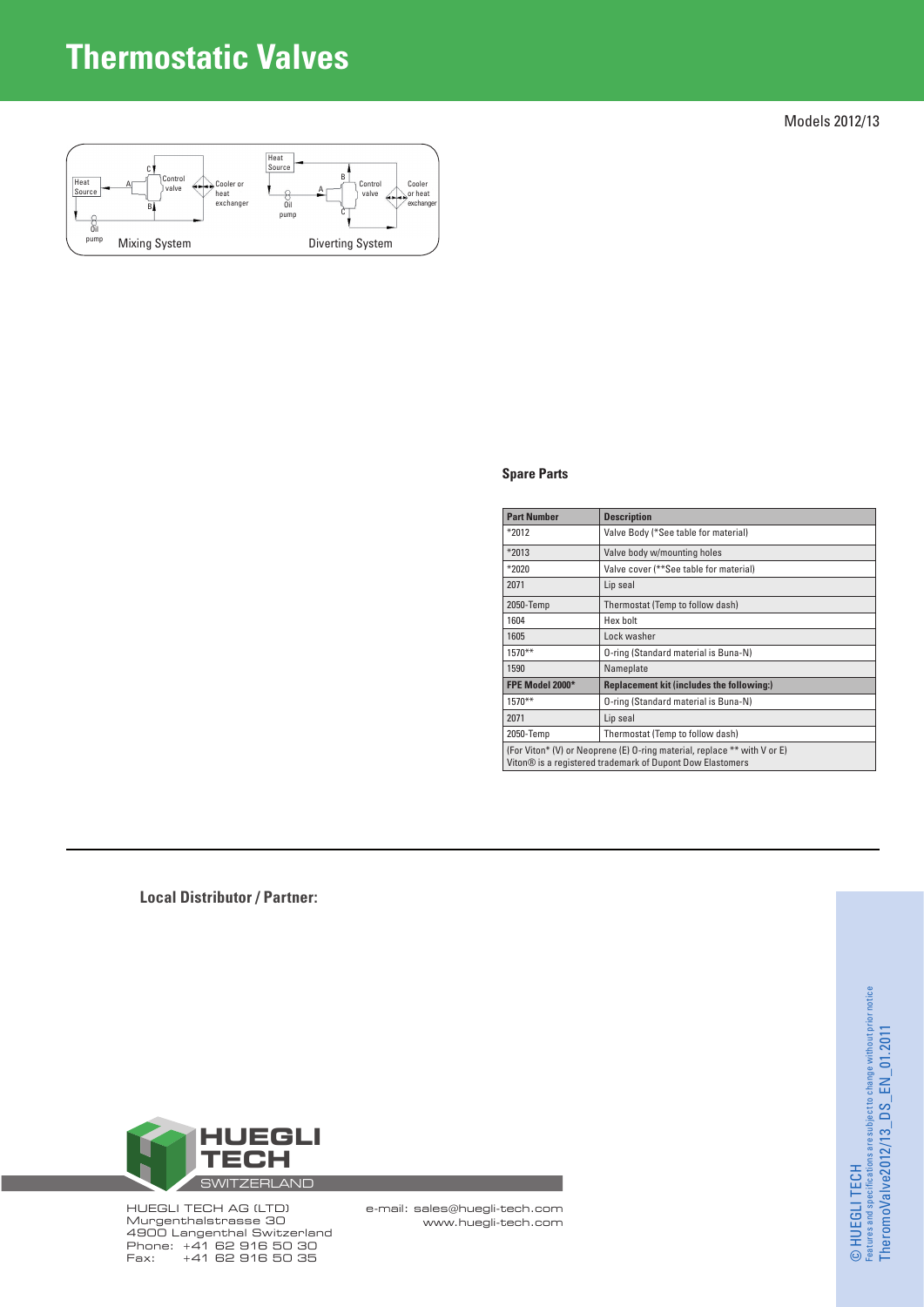# Thermostatic Valves

Models 2012/13

Heat Source
C
A
Control valve
B
Cooler or heat exchanger
Oil pump
Mixing System

Heat Source
B
A
Control valve
C
Oil pump
Cooler or heat exchanger
Diverting System

**Spare Parts**

| Part Number | Description |
|---|---|
| *2012 | Valve Body (*See table for material) |
| *2013 | Valve body w/mounting holes |
| *2020 | Valve cover (**See table for material) |
| 2071 | Lip seal |
| 2050-Temp | Thermostat (Temp to follow dash) |
| 1604 | Hex bolt |
| 1605 | Lock washer |
| 1570** | O-ring (Standard material is Buna-N) |
| 1590 | Nameplate |
| **FPE Model 2000*** | **Replacement kit (includes the following:)** |
| 1570** | O-ring (Standard material is Buna-N) |
| 2071 | Lip seal |
| 2050-Temp | Thermostat (Temp to follow dash) |
| (For Viton* (V) or Neoprene (E) O-ring material, replace ** with V or E) Viton® is a registered trademark of Dupont Dow Elastomers | |

**Local Distributor / Partner:**

HUEGLI TECH SWITZERLAND

HUEGLI TECH AG (LTD)
Murgenthalstrasse 30
4900 Langenthal Switzerland
Phone: +41 62 916 50 30
Fax: +41 62 916 50 35

e-mail: sales@huegli-tech.com
www.huegli-tech.com

© HUEGLI TECH
Features and specifications are subject to change without prior notice
TheromoValve2012/13_DS_EN_01.2011